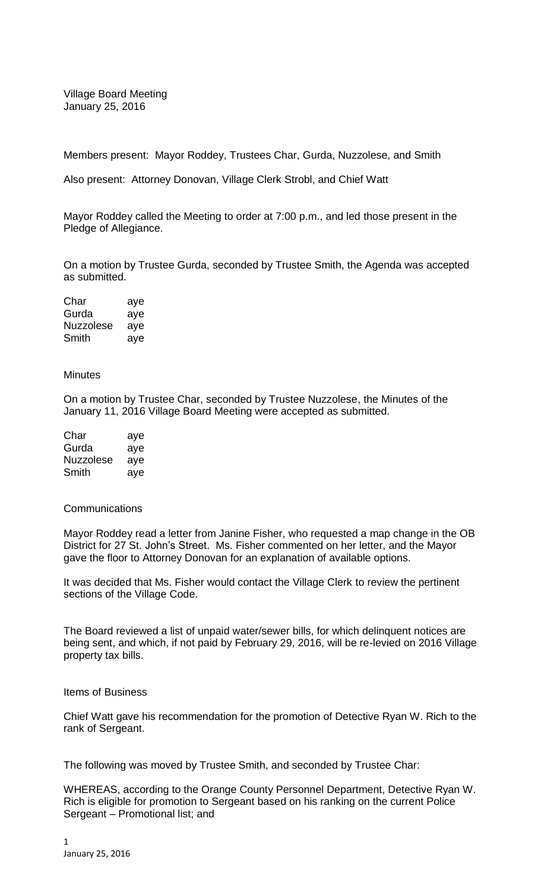Village Board Meeting
January 25, 2016

Members present: Mayor Roddey, Trustees Char, Gurda, Nuzzolese, and Smith

Also present: Attorney Donovan, Village Clerk Strobl, and Chief Watt

Mayor Roddey called the Meeting to order at 7:00 p.m., and led those present in the Pledge of Allegiance.

On a motion by Trustee Gurda, seconded by Trustee Smith, the Agenda was accepted as submitted.

| | |
|---|---|
| Char | aye |
| Gurda | aye |
| Nuzzolese | aye |
| Smith | aye |

Minutes

On a motion by Trustee Char, seconded by Trustee Nuzzolese, the Minutes of the January 11, 2016 Village Board Meeting were accepted as submitted.

| | |
|---|---|
| Char | aye |
| Gurda | aye |
| Nuzzolese | aye |
| Smith | aye |

Communications

Mayor Roddey read a letter from Janine Fisher, who requested a map change in the OB District for 27 St. John's Street. Ms. Fisher commented on her letter, and the Mayor gave the floor to Attorney Donovan for an explanation of available options.

It was decided that Ms. Fisher would contact the Village Clerk to review the pertinent sections of the Village Code.

The Board reviewed a list of unpaid water/sewer bills, for which delinquent notices are being sent, and which, if not paid by February 29, 2016, will be re-levied on 2016 Village property tax bills.

Items of Business

Chief Watt gave his recommendation for the promotion of Detective Ryan W. Rich to the rank of Sergeant.

The following was moved by Trustee Smith, and seconded by Trustee Char:

WHEREAS, according to the Orange County Personnel Department, Detective Ryan W. Rich is eligible for promotion to Sergeant based on his ranking on the current Police Sergeant – Promotional list; and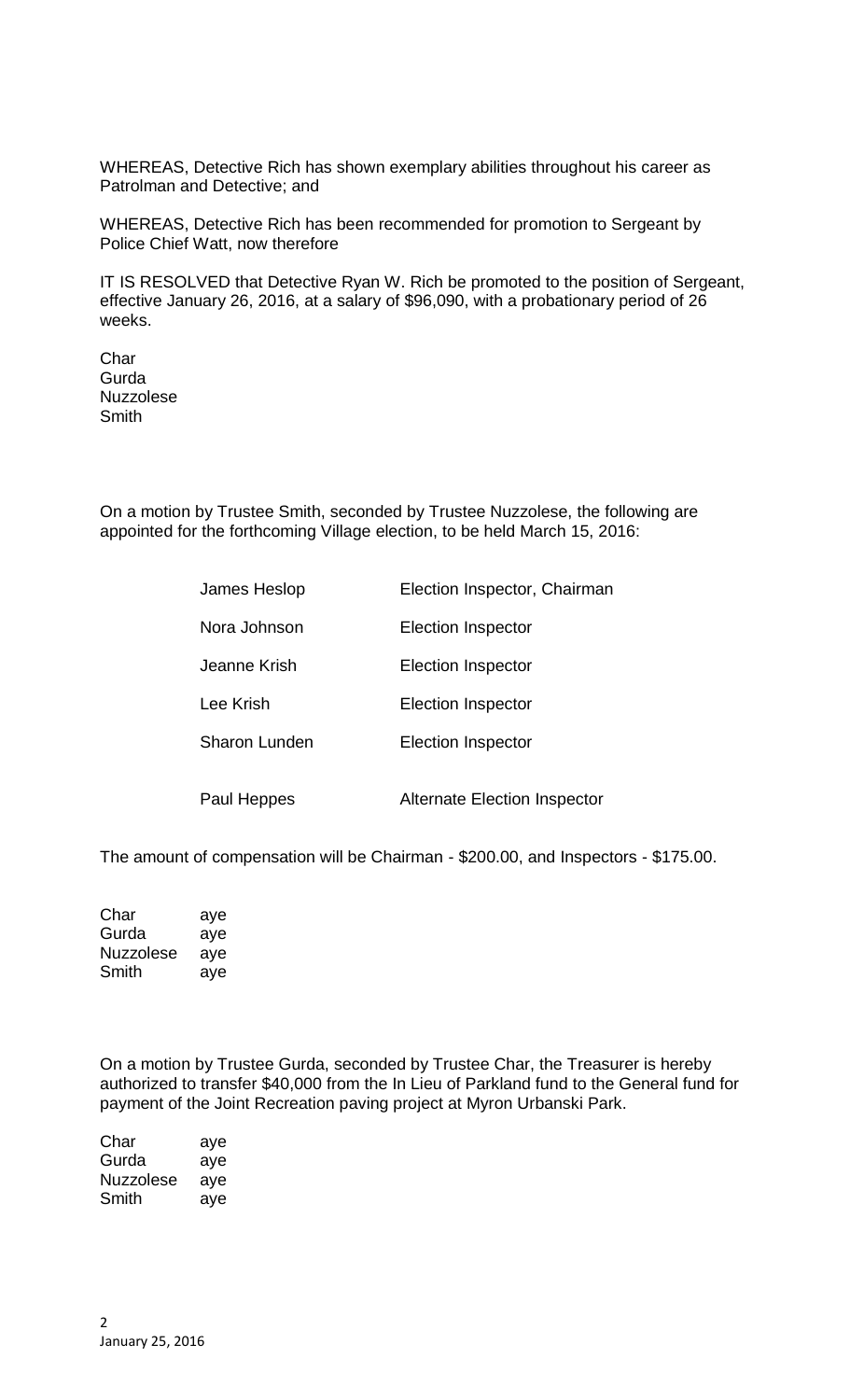WHEREAS, Detective Rich has shown exemplary abilities throughout his career as Patrolman and Detective; and

WHEREAS, Detective Rich has been recommended for promotion to Sergeant by Police Chief Watt, now therefore

IT IS RESOLVED that Detective Ryan W. Rich be promoted to the position of Sergeant, effective January 26, 2016, at a salary of $96,090, with a probationary period of 26 weeks.

Char
Gurda
Nuzzolese
Smith

On a motion by Trustee Smith, seconded by Trustee Nuzzolese, the following are appointed for the forthcoming Village election, to be held March 15, 2016:

| | |
|---|---|
| James Heslop | Election Inspector, Chairman |
| Nora Johnson | Election Inspector |
| Jeanne Krish | Election Inspector |
| Lee Krish | Election Inspector |
| Sharon Lunden | Election Inspector |
| Paul Heppes | Alternate Election Inspector |

The amount of compensation will be Chairman - $200.00, and Inspectors - $175.00.

| | |
|---|---|
| Char | aye |
| Gurda | aye |
| Nuzzolese | aye |
| Smith | aye |

On a motion by Trustee Gurda, seconded by Trustee Char, the Treasurer is hereby authorized to transfer $40,000 from the In Lieu of Parkland fund to the General fund for payment of the Joint Recreation paving project at Myron Urbanski Park.

| | |
|---|---|
| Char | aye |
| Gurda | aye |
| Nuzzolese | aye |
| Smith | aye |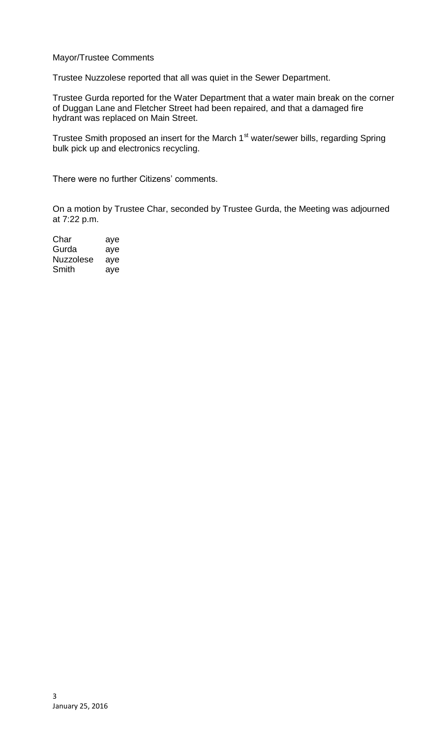Mayor/Trustee Comments

Trustee Nuzzolese reported that all was quiet in the Sewer Department.

Trustee Gurda reported for the Water Department that a water main break on the corner of Duggan Lane and Fletcher Street had been repaired, and that a damaged fire hydrant was replaced on Main Street.

Trustee Smith proposed an insert for the March 1st water/sewer bills, regarding Spring bulk pick up and electronics recycling.

There were no further Citizens' comments.

On a motion by Trustee Char, seconded by Trustee Gurda, the Meeting was adjourned at 7:22 p.m.

| | |
|---|---|
| Char | aye |
| Gurda | aye |
| Nuzzolese | aye |
| Smith | aye |